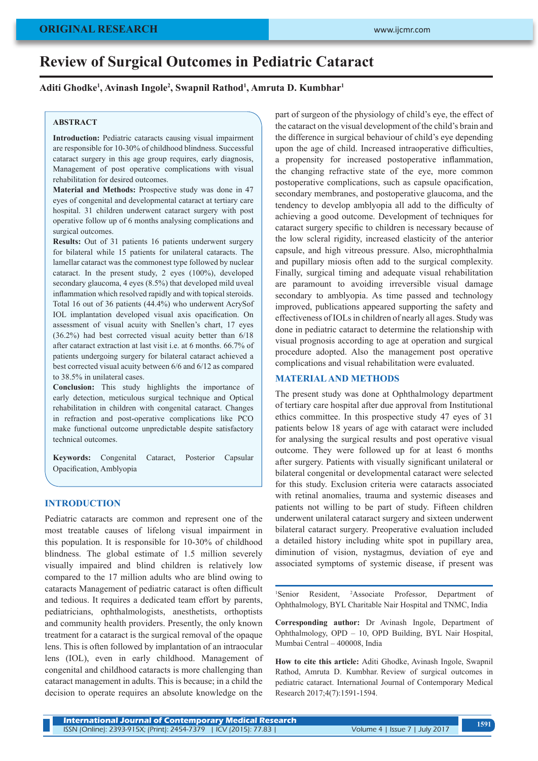ORIGINAL RESEARCH

# Review of Surgical Outcomes in Pediatric Cataract

**Aditi Ghodke[1], Avinash Ingole[2], Swapnil Rathod[1], Amruta D. Kumbhar[1]**

## ABSTRACT

**Introduction:** Pediatric cataracts causing visual impairment are responsible for 10-30% of childhood blindness. Successful cataract surgery in this age group requires, early diagnosis, Management of post operative complications with visual rehabilitation for desired outcomes.

**Material and Methods:** Prospective study was done in 47 eyes of congenital and developmental cataract at tertiary care hospital. 31 children underwent cataract surgery with post operative follow up of 6 months analysing complications and surgical outcomes.

**Results:** Out of 31 patients 16 patients underwent surgery for bilateral while 15 patients for unilateral cataracts. The lamellar cataract was the commonest type followed by nuclear cataract. In the present study, 2 eyes (100%), developed secondary glaucoma, 4 eyes (8.5%) that developed mild uveal inflammation which resolved rapidly and with topical steroids. Total 16 out of 36 patients (44.4%) who underwent AcrySof IOL implantation developed visual axis opacification. On assessment of visual acuity with Snellen's chart, 17 eyes (36.2%) had best corrected visual acuity better than 6/18 after cataract extraction at last visit i.e. at 6 months. 66.7% of patients undergoing surgery for bilateral cataract achieved a best corrected visual acuity between 6/6 and 6/12 as compared to 38.5% in unilateral cases.

**Conclusion:** This study highlights the importance of early detection, meticulous surgical technique and Optical rehabilitation in children with congenital cataract. Changes in refraction and post-operative complications like PCO make functional outcome unpredictable despite satisfactory technical outcomes.

**Keywords:** Congenital Cataract, Posterior Capsular Opacification, Amblyopia

## INTRODUCTION

Pediatric cataracts are common and represent one of the most treatable causes of lifelong visual impairment in this population. It is responsible for 10-30% of childhood blindness. The global estimate of 1.5 million severely visually impaired and blind children is relatively low compared to the 17 million adults who are blind owing to cataracts Management of pediatric cataract is often difficult and tedious. It requires a dedicated team effort by parents, pediatricians, ophthalmologists, anesthetists, orthoptists and community health providers. Presently, the only known treatment for a cataract is the surgical removal of the opaque lens. This is often followed by implantation of an intraocular lens (IOL), even in early childhood. Management of congenital and childhood cataracts is more challenging than cataract management in adults. This is because; in a child the decision to operate requires an absolute knowledge on the part of surgeon of the physiology of child's eye, the effect of the cataract on the visual development of the child's brain and the difference in surgical behaviour of child's eye depending upon the age of child. Increased intraoperative difficulties, a propensity for increased postoperative inflammation, the changing refractive state of the eye, more common postoperative complications, such as capsule opacification, secondary membranes, and postoperative glaucoma, and the tendency to develop amblyopia all add to the difficulty of achieving a good outcome. Development of techniques for cataract surgery specific to children is necessary because of the low scleral rigidity, increased elasticity of the anterior capsule, and high vitreous pressure. Also, microphthalmia and pupillary miosis often add to the surgical complexity. Finally, surgical timing and adequate visual rehabilitation are paramount to avoiding irreversible visual damage secondary to amblyopia. As time passed and technology improved, publications appeared supporting the safety and effectiveness of IOLs in children of nearly all ages. Study was done in pediatric cataract to determine the relationship with visual prognosis according to age at operation and surgical procedure adopted. Also the management post operative complications and visual rehabilitation were evaluated.

## MATERIAL AND METHODS

The present study was done at Ophthalmology department of tertiary care hospital after due approval from Institutional ethics committee. In this prospective study 47 eyes of 31 patients below 18 years of age with cataract were included for analysing the surgical results and post operative visual outcome. They were followed up for at least 6 months after surgery. Patients with visually significant unilateral or bilateral congenital or developmental cataract were selected for this study. Exclusion criteria were cataracts associated with retinal anomalies, trauma and systemic diseases and patients not willing to be part of study. Fifteen children underwent unilateral cataract surgery and sixteen underwent bilateral cataract surgery. Preoperative evaluation included a detailed history including white spot in pupillary area, diminution of vision, nystagmus, deviation of eye and associated symptoms of systemic disease, if present was

[1]Senior Resident, [2]Associate Professor, Department of Ophthalmology, BYL Charitable Nair Hospital and TNMC, India

**Corresponding author:** Dr Avinash Ingole, Department of Ophthalmology, OPD – 10, OPD Building, BYL Nair Hospital, Mumbai Central – 400008, India

**How to cite this article:** Aditi Ghodke, Avinash Ingole, Swapnil Rathod, Amruta D. Kumbhar. Review of surgical outcomes in pediatric cataract. International Journal of Contemporary Medical Research 2017;4(7):1591-1594.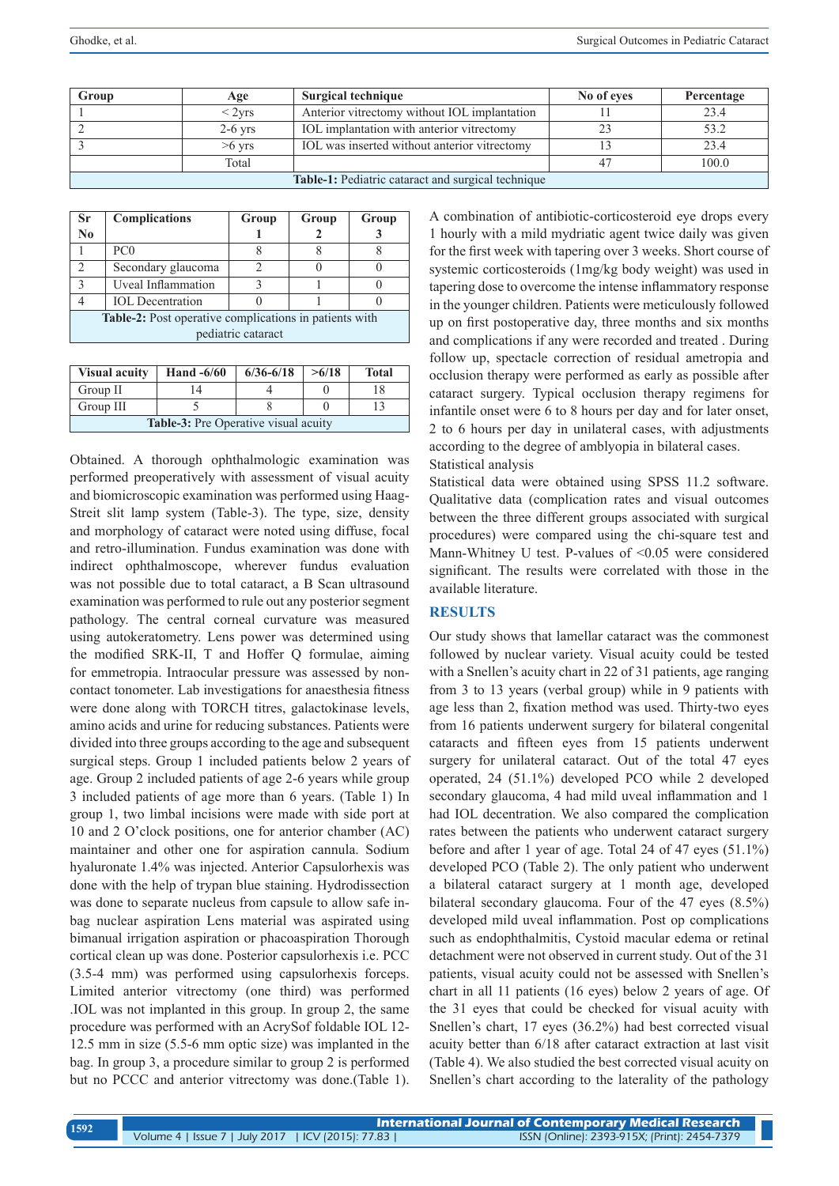| Group | Age | Surgical technique | No of eyes | Percentage |
|---|---|---|---|---|
| 1 | < 2yrs | Anterior vitrectomy without IOL implantation | 11 | 23.4 |
| 2 | 2-6 yrs | IOL implantation with anterior vitrectomy | 23 | 53.2 |
| 3 | >6 yrs | IOL was inserted without anterior vitrectomy | 13 | 23.4 |
| | Total | | 47 | 100.0 |

**Table-1:** Pediatric cataract and surgical technique

| Sr No | Complications | Group 1 | Group 2 | Group 3 |
|---|---|---|---|---|
| 1 | PC0 | 8 | 8 | 8 |
| 2 | Secondary glaucoma | 2 | 0 | 0 |
| 3 | Uveal Inflammation | 3 | 1 | 0 |
| 4 | IOL Decentration | 0 | 1 | 0 |

**Table-2:** Post operative complications in patients with pediatric cataract

| Visual acuity | Hand -6/60 | 6/36-6/18 | >6/18 | Total |
|---|---|---|---|---|
| Group II | 14 | 4 | 0 | 18 |
| Group III | 5 | 8 | 0 | 13 |

**Table-3:** Pre Operative visual acuity

Obtained. A thorough ophthalmologic examination was performed preoperatively with assessment of visual acuity and biomicroscopic examination was performed using Haag-Streit slit lamp system (Table-3). The type, size, density and morphology of cataract were noted using diffuse, focal and retro-illumination. Fundus examination was done with indirect ophthalmoscope, wherever fundus evaluation was not possible due to total cataract, a B Scan ultrasound examination was performed to rule out any posterior segment pathology. The central corneal curvature was measured using autokeratometry. Lens power was determined using the modified SRK-II, T and Hoffer Q formulae, aiming for emmetropia. Intraocular pressure was assessed by non-contact tonometer. Lab investigations for anaesthesia fitness were done along with TORCH titres, galactokinase levels, amino acids and urine for reducing substances. Patients were divided into three groups according to the age and subsequent surgical steps. Group 1 included patients below 2 years of age. Group 2 included patients of age 2-6 years while group 3 included patients of age more than 6 years. (Table 1) In group 1, two limbal incisions were made with side port at 10 and 2 O'clock positions, one for anterior chamber (AC) maintainer and other one for aspiration cannula. Sodium hyaluronate 1.4% was injected. Anterior Capsulorhexis was done with the help of trypan blue staining. Hydrodissection was done to separate nucleus from capsule to allow safe in-bag nuclear aspiration Lens material was aspirated using bimanual irrigation aspiration or phacoaspiration Thorough cortical clean up was done. Posterior capsulorhexis i.e. PCC (3.5-4 mm) was performed using capsulorhexis forceps. Limited anterior vitrectomy (one third) was performed .IOL was not implanted in this group. In group 2, the same procedure was performed with an AcrySof foldable IOL 12-12.5 mm in size (5.5-6 mm optic size) was implanted in the bag. In group 3, a procedure similar to group 2 is performed but no PCCC and anterior vitrectomy was done.(Table 1).

A combination of antibiotic-corticosteroid eye drops every 1 hourly with a mild mydriatic agent twice daily was given for the first week with tapering over 3 weeks. Short course of systemic corticosteroids (1mg/kg body weight) was used in tapering dose to overcome the intense inflammatory response in the younger children. Patients were meticulously followed up on first postoperative day, three months and six months and complications if any were recorded and treated . During follow up, spectacle correction of residual ametropia and occlusion therapy were performed as early as possible after cataract surgery. Typical occlusion therapy regimens for infantile onset were 6 to 8 hours per day and for later onset, 2 to 6 hours per day in unilateral cases, with adjustments according to the degree of amblyopia in bilateral cases.

Statistical analysis

Statistical data were obtained using SPSS 11.2 software. Qualitative data (complication rates and visual outcomes between the three different groups associated with surgical procedures) were compared using the chi-square test and Mann-Whitney U test. P-values of <0.05 were considered significant. The results were correlated with those in the available literature.

## RESULTS

Our study shows that lamellar cataract was the commonest followed by nuclear variety. Visual acuity could be tested with a Snellen's acuity chart in 22 of 31 patients, age ranging from 3 to 13 years (verbal group) while in 9 patients with age less than 2, fixation method was used. Thirty-two eyes from 16 patients underwent surgery for bilateral congenital cataracts and fifteen eyes from 15 patients underwent surgery for unilateral cataract. Out of the total 47 eyes operated, 24 (51.1%) developed PCO while 2 developed secondary glaucoma, 4 had mild uveal inflammation and 1 had IOL decentration. We also compared the complication rates between the patients who underwent cataract surgery before and after 1 year of age. Total 24 of 47 eyes (51.1%) developed PCO (Table 2). The only patient who underwent a bilateral cataract surgery at 1 month age, developed bilateral secondary glaucoma. Four of the 47 eyes (8.5%) developed mild uveal inflammation. Post op complications such as endophthalmitis, Cystoid macular edema or retinal detachment were not observed in current study. Out of the 31 patients, visual acuity could not be assessed with Snellen's chart in all 11 patients (16 eyes) below 2 years of age. Of the 31 eyes that could be checked for visual acuity with Snellen's chart, 17 eyes (36.2%) had best corrected visual acuity better than 6/18 after cataract extraction at last visit (Table 4). We also studied the best corrected visual acuity on Snellen's chart according to the laterality of the pathology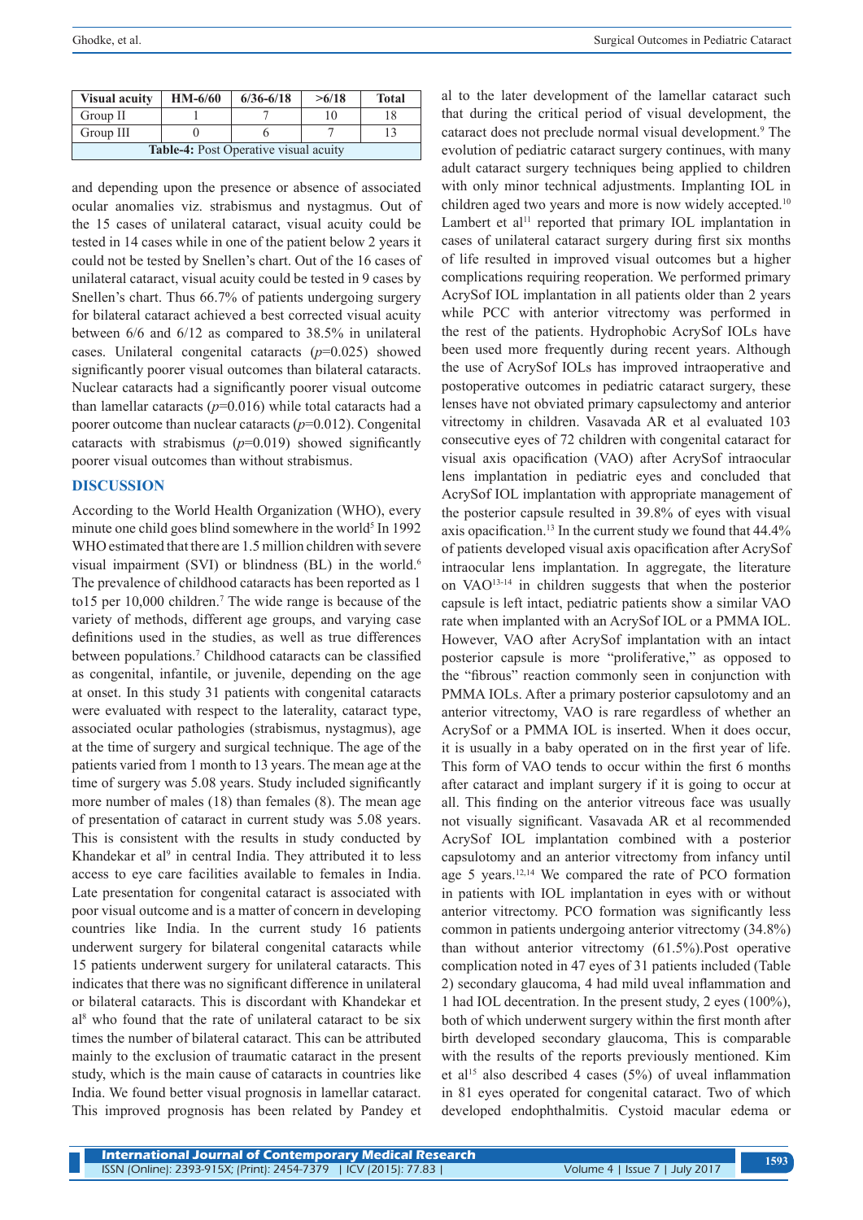| Visual acuity | HM-6/60 | 6/36-6/18 | >6/18 | Total |
|---|---|---|---|---|
| Group II | 1 | 7 | 10 | 18 |
| Group III | 0 | 6 | 7 | 13 |

**Table-4:** Post Operative visual acuity

and depending upon the presence or absence of associated ocular anomalies viz. strabismus and nystagmus. Out of the 15 cases of unilateral cataract, visual acuity could be tested in 14 cases while in one of the patient below 2 years it could not be tested by Snellen's chart. Out of the 16 cases of unilateral cataract, visual acuity could be tested in 9 cases by Snellen's chart. Thus 66.7% of patients undergoing surgery for bilateral cataract achieved a best corrected visual acuity between 6/6 and 6/12 as compared to 38.5% in unilateral cases. Unilateral congenital cataracts ($p$=0.025) showed significantly poorer visual outcomes than bilateral cataracts. Nuclear cataracts had a significantly poorer visual outcome than lamellar cataracts ($p$=0.016) while total cataracts had a poorer outcome than nuclear cataracts ($p$=0.012). Congenital cataracts with strabismus ($p$=0.019) showed significantly poorer visual outcomes than without strabismus.

## DISCUSSION

According to the World Health Organization (WHO), every minute one child goes blind somewhere in the world[5] In 1992 WHO estimated that there are 1.5 million children with severe visual impairment (SVI) or blindness (BL) in the world.[6] The prevalence of childhood cataracts has been reported as 1 to15 per 10,000 children.[7] The wide range is because of the variety of methods, different age groups, and varying case definitions used in the studies, as well as true differences between populations.[7] Childhood cataracts can be classified as congenital, infantile, or juvenile, depending on the age at onset. In this study 31 patients with congenital cataracts were evaluated with respect to the laterality, cataract type, associated ocular pathologies (strabismus, nystagmus), age at the time of surgery and surgical technique. The age of the patients varied from 1 month to 13 years. The mean age at the time of surgery was 5.08 years. Study included significantly more number of males (18) than females (8). The mean age of presentation of cataract in current study was 5.08 years. This is consistent with the results in study conducted by Khandekar et al[9] in central India. They attributed it to less access to eye care facilities available to females in India. Late presentation for congenital cataract is associated with poor visual outcome and is a matter of concern in developing countries like India. In the current study 16 patients underwent surgery for bilateral congenital cataracts while 15 patients underwent surgery for unilateral cataracts. This indicates that there was no significant difference in unilateral or bilateral cataracts. This is discordant with Khandekar et al[8] who found that the rate of unilateral cataract to be six times the number of bilateral cataract. This can be attributed mainly to the exclusion of traumatic cataract in the present study, which is the main cause of cataracts in countries like India. We found better visual prognosis in lamellar cataract. This improved prognosis has been related by Pandey et al to the later development of the lamellar cataract such that during the critical period of visual development, the cataract does not preclude normal visual development.[9] The evolution of pediatric cataract surgery continues, with many adult cataract surgery techniques being applied to children with only minor technical adjustments. Implanting IOL in children aged two years and more is now widely accepted.[10] Lambert et al[11] reported that primary IOL implantation in cases of unilateral cataract surgery during first six months of life resulted in improved visual outcomes but a higher complications requiring reoperation. We performed primary AcrySof IOL implantation in all patients older than 2 years while PCC with anterior vitrectomy was performed in the rest of the patients. Hydrophobic AcrySof IOLs have been used more frequently during recent years. Although the use of AcrySof IOLs has improved intraoperative and postoperative outcomes in pediatric cataract surgery, these lenses have not obviated primary capsulectomy and anterior vitrectomy in children. Vasavada AR et al evaluated 103 consecutive eyes of 72 children with congenital cataract for visual axis opacification (VAO) after AcrySof intraocular lens implantation in pediatric eyes and concluded that AcrySof IOL implantation with appropriate management of the posterior capsule resulted in 39.8% of eyes with visual axis opacification.[13] In the current study we found that 44.4% of patients developed visual axis opacification after AcrySof intraocular lens implantation. In aggregate, the literature on VAO[13-14] in children suggests that when the posterior capsule is left intact, pediatric patients show a similar VAO rate when implanted with an AcrySof IOL or a PMMA IOL. However, VAO after AcrySof implantation with an intact posterior capsule is more "proliferative," as opposed to the "fibrous" reaction commonly seen in conjunction with PMMA IOLs. After a primary posterior capsulotomy and an anterior vitrectomy, VAO is rare regardless of whether an AcrySof or a PMMA IOL is inserted. When it does occur, it is usually in a baby operated on in the first year of life. This form of VAO tends to occur within the first 6 months after cataract and implant surgery if it is going to occur at all. This finding on the anterior vitreous face was usually not visually significant. Vasavada AR et al recommended AcrySof IOL implantation combined with a posterior capsulotomy and an anterior vitrectomy from infancy until age 5 years.[12,14] We compared the rate of PCO formation in patients with IOL implantation in eyes with or without anterior vitrectomy. PCO formation was significantly less common in patients undergoing anterior vitrectomy (34.8%) than without anterior vitrectomy (61.5%).Post operative complication noted in 47 eyes of 31 patients included (Table 2) secondary glaucoma, 4 had mild uveal inflammation and 1 had IOL decentration. In the present study, 2 eyes (100%), both of which underwent surgery within the first month after birth developed secondary glaucoma, This is comparable with the results of the reports previously mentioned. Kim et al[15] also described 4 cases (5%) of uveal inflammation in 81 eyes operated for congenital cataract. Two of which developed endophthalmitis. Cystoid macular edema or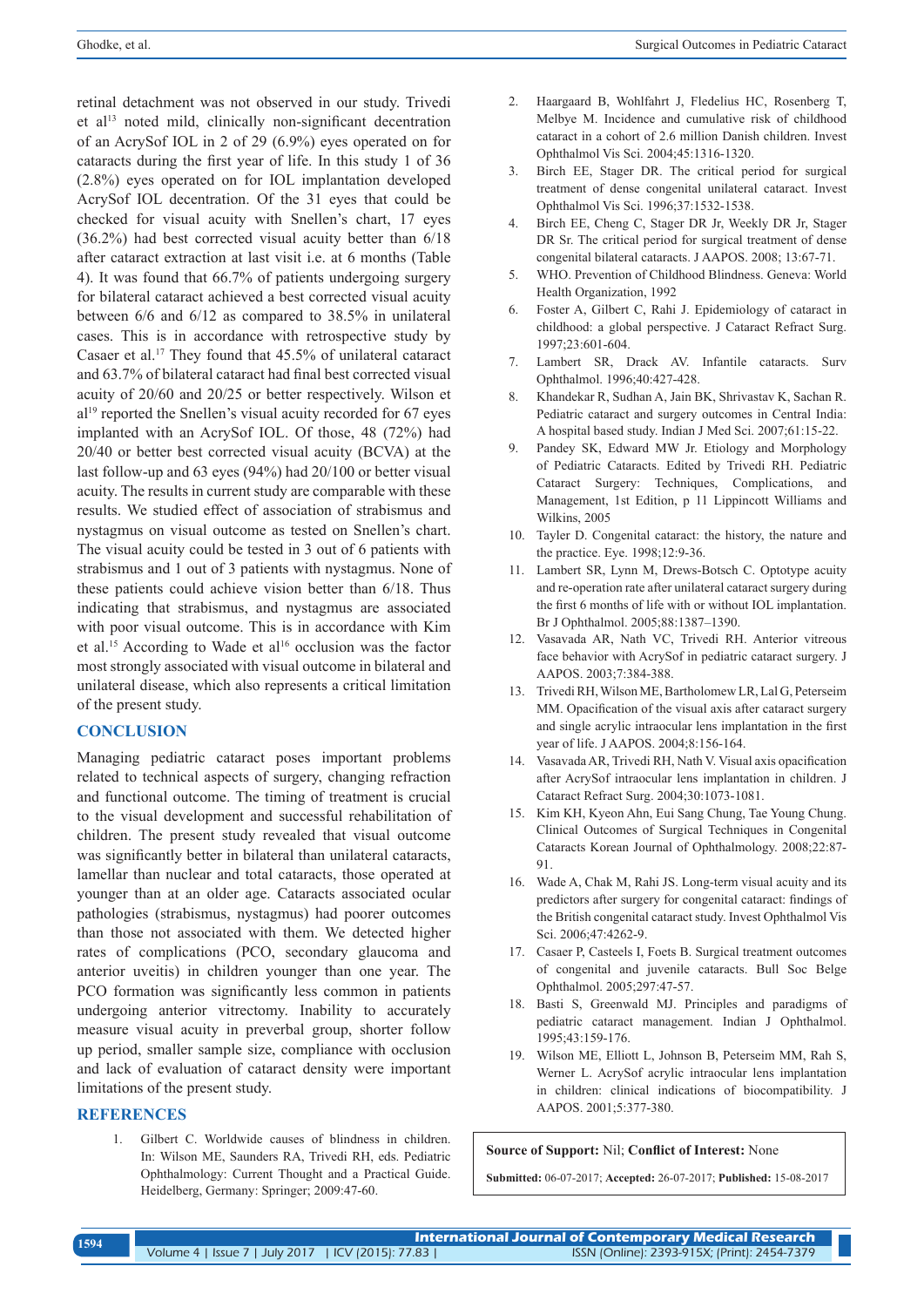retinal detachment was not observed in our study. Trivedi et al[13] noted mild, clinically non-significant decentration of an AcrySof IOL in 2 of 29 (6.9%) eyes operated on for cataracts during the first year of life. In this study 1 of 36 (2.8%) eyes operated on for IOL implantation developed AcrySof IOL decentration. Of the 31 eyes that could be checked for visual acuity with Snellen's chart, 17 eyes (36.2%) had best corrected visual acuity better than 6/18 after cataract extraction at last visit i.e. at 6 months (Table 4). It was found that 66.7% of patients undergoing surgery for bilateral cataract achieved a best corrected visual acuity between 6/6 and 6/12 as compared to 38.5% in unilateral cases. This is in accordance with retrospective study by Casaer et al.[17] They found that 45.5% of unilateral cataract and 63.7% of bilateral cataract had final best corrected visual acuity of 20/60 and 20/25 or better respectively. Wilson et al[19] reported the Snellen's visual acuity recorded for 67 eyes implanted with an AcrySof IOL. Of those, 48 (72%) had 20/40 or better best corrected visual acuity (BCVA) at the last follow-up and 63 eyes (94%) had 20/100 or better visual acuity. The results in current study are comparable with these results. We studied effect of association of strabismus and nystagmus on visual outcome as tested on Snellen's chart. The visual acuity could be tested in 3 out of 6 patients with strabismus and 1 out of 3 patients with nystagmus. None of these patients could achieve vision better than 6/18. Thus indicating that strabismus, and nystagmus are associated with poor visual outcome. This is in accordance with Kim et al.[15] According to Wade et al[16] occlusion was the factor most strongly associated with visual outcome in bilateral and unilateral disease, which also represents a critical limitation of the present study.

## CONCLUSION

Managing pediatric cataract poses important problems related to technical aspects of surgery, changing refraction and functional outcome. The timing of treatment is crucial to the visual development and successful rehabilitation of children. The present study revealed that visual outcome was significantly better in bilateral than unilateral cataracts, lamellar than nuclear and total cataracts, those operated at younger than at an older age. Cataracts associated ocular pathologies (strabismus, nystagmus) had poorer outcomes than those not associated with them. We detected higher rates of complications (PCO, secondary glaucoma and anterior uveitis) in children younger than one year. The PCO formation was significantly less common in patients undergoing anterior vitrectomy. Inability to accurately measure visual acuity in preverbal group, shorter follow up period, smaller sample size, compliance with occlusion and lack of evaluation of cataract density were important limitations of the present study.

## REFERENCES

1. Gilbert C. Worldwide causes of blindness in children. In: Wilson ME, Saunders RA, Trivedi RH, eds. Pediatric Ophthalmology: Current Thought and a Practical Guide. Heidelberg, Germany: Springer; 2009:47-60.
2. Haargaard B, Wohlfahrt J, Fledelius HC, Rosenberg T, Melbye M. Incidence and cumulative risk of childhood cataract in a cohort of 2.6 million Danish children. Invest Ophthalmol Vis Sci. 2004;45:1316-1320.
3. Birch EE, Stager DR. The critical period for surgical treatment of dense congenital unilateral cataract. Invest Ophthalmol Vis Sci. 1996;37:1532-1538.
4. Birch EE, Cheng C, Stager DR Jr, Weekly DR Jr, Stager DR Sr. The critical period for surgical treatment of dense congenital bilateral cataracts. J AAPOS. 2008; 13:67-71.
5. WHO. Prevention of Childhood Blindness. Geneva: World Health Organization, 1992
6. Foster A, Gilbert C, Rahi J. Epidemiology of cataract in childhood: a global perspective. J Cataract Refract Surg. 1997;23:601-604.
7. Lambert SR, Drack AV. Infantile cataracts. Surv Ophthalmol. 1996;40:427-428.
8. Khandekar R, Sudhan A, Jain BK, Shrivastav K, Sachan R. Pediatric cataract and surgery outcomes in Central India: A hospital based study. Indian J Med Sci. 2007;61:15-22.
9. Pandey SK, Edward MW Jr. Etiology and Morphology of Pediatric Cataracts. Edited by Trivedi RH. Pediatric Cataract Surgery: Techniques, Complications, and Management, 1st Edition, p 11 Lippincott Williams and Wilkins, 2005
10. Tayler D. Congenital cataract: the history, the nature and the practice. Eye. 1998;12:9-36.
11. Lambert SR, Lynn M, Drews-Botsch C. Optotype acuity and re-operation rate after unilateral cataract surgery during the first 6 months of life with or without IOL implantation. Br J Ophthalmol. 2005;88:1387–1390.
12. Vasavada AR, Nath VC, Trivedi RH. Anterior vitreous face behavior with AcrySof in pediatric cataract surgery. J AAPOS. 2003;7:384-388.
13. Trivedi RH, Wilson ME, Bartholomew LR, Lal G, Peterseim MM. Opacification of the visual axis after cataract surgery and single acrylic intraocular lens implantation in the first year of life. J AAPOS. 2004;8:156-164.
14. Vasavada AR, Trivedi RH, Nath V. Visual axis opacification after AcrySof intraocular lens implantation in children. J Cataract Refract Surg. 2004;30:1073-1081.
15. Kim KH, Kyeon Ahn, Eui Sang Chung, Tae Young Chung. Clinical Outcomes of Surgical Techniques in Congenital Cataracts Korean Journal of Ophthalmology. 2008;22:87-91.
16. Wade A, Chak M, Rahi JS. Long-term visual acuity and its predictors after surgery for congenital cataract: findings of the British congenital cataract study. Invest Ophthalmol Vis Sci. 2006;47:4262-9.
17. Casaer P, Casteels I, Foets B. Surgical treatment outcomes of congenital and juvenile cataracts. Bull Soc Belge Ophthalmol. 2005;297:47-57.
18. Basti S, Greenwald MJ. Principles and paradigms of pediatric cataract management. Indian J Ophthalmol. 1995;43:159-176.
19. Wilson ME, Elliott L, Johnson B, Peterseim MM, Rah S, Werner L. AcrySof acrylic intraocular lens implantation in children: clinical indications of biocompatibility. J AAPOS. 2001;5:377-380.

**Source of Support:** Nil; **Conflict of Interest:** None

**Submitted:** 06-07-2017; **Accepted:** 26-07-2017; **Published:** 15-08-2017